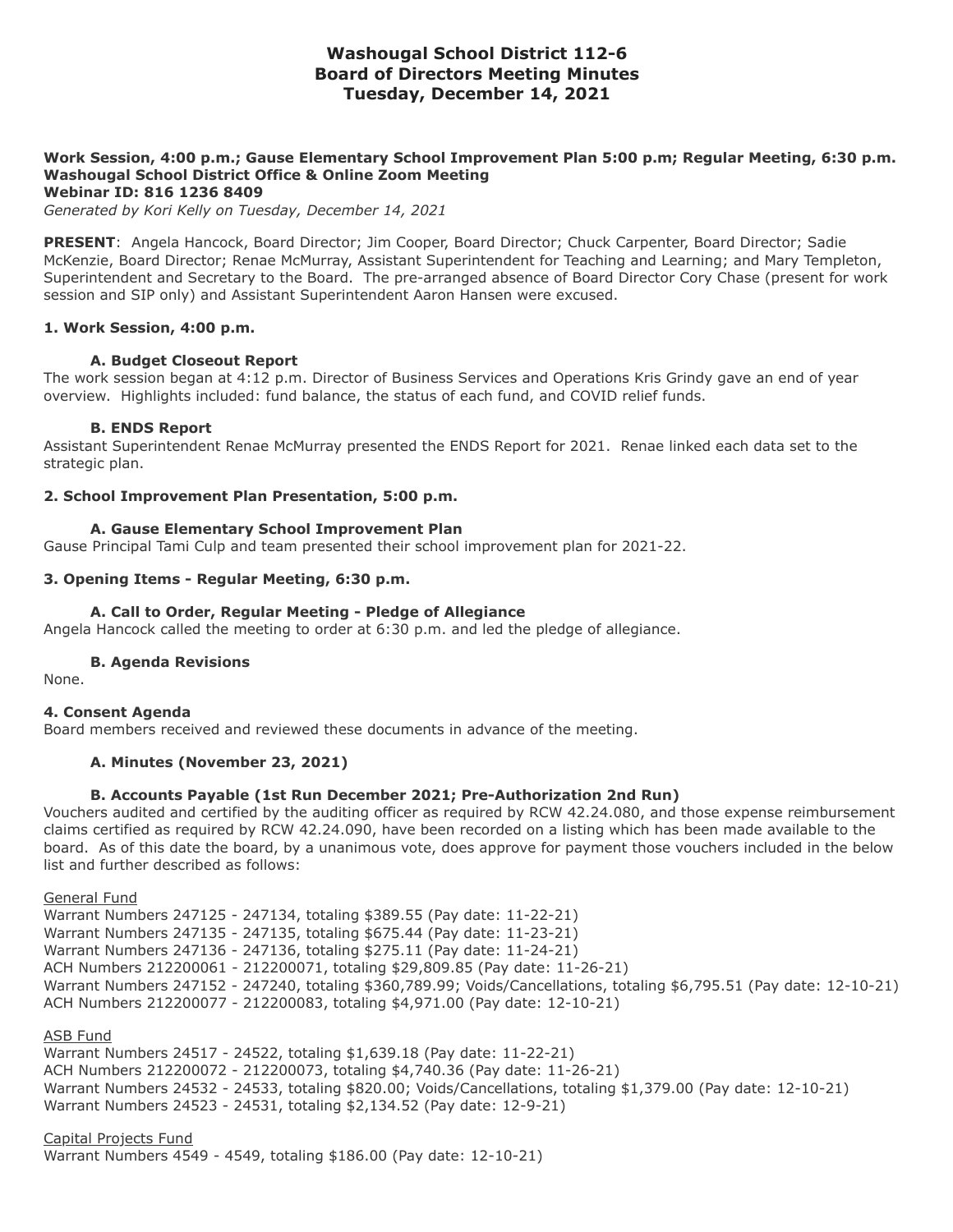# Washougal School District 112-6
# Board of Directors Meeting Minutes
# Tuesday, December 14, 2021

**Work Session, 4:00 p.m.; Gause Elementary School Improvement Plan 5:00 p.m; Regular Meeting, 6:30 p.m.**
**Washougal School District Office & Online Zoom Meeting**
**Webinar ID: 816 1236 8409**
*Generated by Kori Kelly on Tuesday, December 14, 2021*

**PRESENT**: Angela Hancock, Board Director; Jim Cooper, Board Director; Chuck Carpenter, Board Director; Sadie McKenzie, Board Director; Renae McMurray, Assistant Superintendent for Teaching and Learning; and Mary Templeton, Superintendent and Secretary to the Board. The pre-arranged absence of Board Director Cory Chase (present for work session and SIP only) and Assistant Superintendent Aaron Hansen were excused.

### 1. Work Session, 4:00 p.m.

#### A. Budget Closeout Report

The work session began at 4:12 p.m. Director of Business Services and Operations Kris Grindy gave an end of year overview. Highlights included: fund balance, the status of each fund, and COVID relief funds.

#### B. ENDS Report

Assistant Superintendent Renae McMurray presented the ENDS Report for 2021. Renae linked each data set to the strategic plan.

### 2. School Improvement Plan Presentation, 5:00 p.m.

#### A. Gause Elementary School Improvement Plan

Gause Principal Tami Culp and team presented their school improvement plan for 2021-22.

### 3. Opening Items - Regular Meeting, 6:30 p.m.

#### A. Call to Order, Regular Meeting - Pledge of Allegiance

Angela Hancock called the meeting to order at 6:30 p.m. and led the pledge of allegiance.

#### B. Agenda Revisions

None.

### 4. Consent Agenda

Board members received and reviewed these documents in advance of the meeting.

#### A. Minutes (November 23, 2021)

#### B. Accounts Payable (1st Run December 2021; Pre-Authorization 2nd Run)

Vouchers audited and certified by the auditing officer as required by RCW 42.24.080, and those expense reimbursement claims certified as required by RCW 42.24.090, have been recorded on a listing which has been made available to the board. As of this date the board, by a unanimous vote, does approve for payment those vouchers included in the below list and further described as follows:

<u>General Fund</u>
Warrant Numbers 247125 - 247134, totaling $389.55 (Pay date: 11-22-21)
Warrant Numbers 247135 - 247135, totaling $675.44 (Pay date: 11-23-21)
Warrant Numbers 247136 - 247136, totaling $275.11 (Pay date: 11-24-21)
ACH Numbers 212200061 - 212200071, totaling $29,809.85 (Pay date: 11-26-21)
Warrant Numbers 247152 - 247240, totaling $360,789.99; Voids/Cancellations, totaling $6,795.51 (Pay date: 12-10-21)
ACH Numbers 212200077 - 212200083, totaling $4,971.00 (Pay date: 12-10-21)

<u>ASB Fund</u>
Warrant Numbers 24517 - 24522, totaling $1,639.18 (Pay date: 11-22-21)
ACH Numbers 212200072 - 212200073, totaling $4,740.36 (Pay date: 11-26-21)
Warrant Numbers 24532 - 24533, totaling $820.00; Voids/Cancellations, totaling $1,379.00 (Pay date: 12-10-21)
Warrant Numbers 24523 - 24531, totaling $2,134.52 (Pay date: 12-9-21)

<u>Capital Projects Fund</u>
Warrant Numbers 4549 - 4549, totaling $186.00 (Pay date: 12-10-21)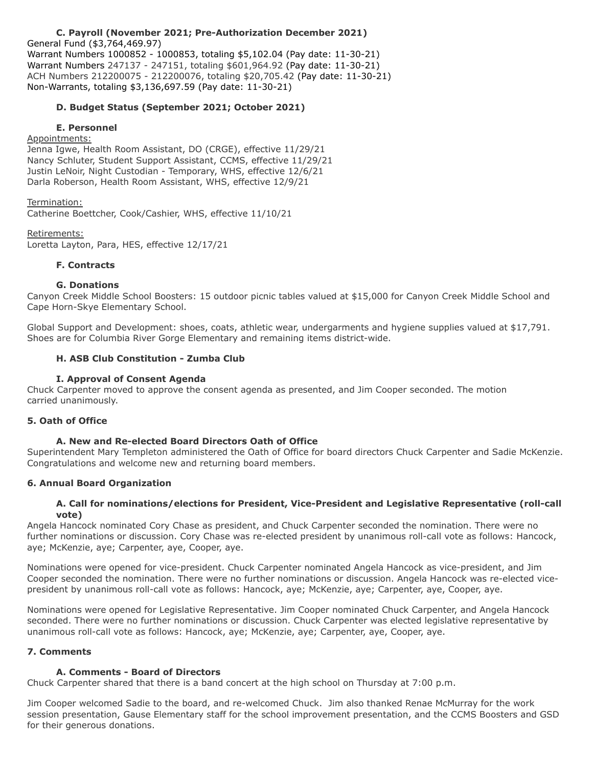### C. Payroll (November 2021; Pre-Authorization December 2021)

General Fund ($3,764,469.97)
Warrant Numbers 1000852 - 1000853, totaling $5,102.04 (Pay date: 11-30-21)
Warrant Numbers 247137 - 247151, totaling $601,964.92 (Pay date: 11-30-21)
ACH Numbers 212200075 - 212200076, totaling $20,705.42 (Pay date: 11-30-21)
Non-Warrants, totaling $3,136,697.59 (Pay date: 11-30-21)

### D. Budget Status (September 2021; October 2021)

### E. Personnel

Appointments:
Jenna Igwe, Health Room Assistant, DO (CRGE), effective 11/29/21
Nancy Schluter, Student Support Assistant, CCMS, effective 11/29/21
Justin LeNoir, Night Custodian - Temporary, WHS, effective 12/6/21
Darla Roberson, Health Room Assistant, WHS, effective 12/9/21

Termination:
Catherine Boettcher, Cook/Cashier, WHS, effective 11/10/21

Retirements:
Loretta Layton, Para, HES, effective 12/17/21

### F. Contracts

### G. Donations

Canyon Creek Middle School Boosters: 15 outdoor picnic tables valued at $15,000 for Canyon Creek Middle School and Cape Horn-Skye Elementary School.

Global Support and Development: shoes, coats, athletic wear, undergarments and hygiene supplies valued at $17,791. Shoes are for Columbia River Gorge Elementary and remaining items district-wide.

### H. ASB Club Constitution - Zumba Club

### I. Approval of Consent Agenda

Chuck Carpenter moved to approve the consent agenda as presented, and Jim Cooper seconded. The motion carried unanimously.

## 5. Oath of Office

### A. New and Re-elected Board Directors Oath of Office

Superintendent Mary Templeton administered the Oath of Office for board directors Chuck Carpenter and Sadie McKenzie. Congratulations and welcome new and returning board members.

## 6. Annual Board Organization

### A. Call for nominations/elections for President, Vice-President and Legislative Representative (roll-call vote)

Angela Hancock nominated Cory Chase as president, and Chuck Carpenter seconded the nomination. There were no further nominations or discussion. Cory Chase was re-elected president by unanimous roll-call vote as follows: Hancock, aye; McKenzie, aye; Carpenter, aye, Cooper, aye.

Nominations were opened for vice-president. Chuck Carpenter nominated Angela Hancock as vice-president, and Jim Cooper seconded the nomination. There were no further nominations or discussion. Angela Hancock was re-elected vice-president by unanimous roll-call vote as follows: Hancock, aye; McKenzie, aye; Carpenter, aye, Cooper, aye.

Nominations were opened for Legislative Representative. Jim Cooper nominated Chuck Carpenter, and Angela Hancock seconded. There were no further nominations or discussion. Chuck Carpenter was elected legislative representative by unanimous roll-call vote as follows: Hancock, aye; McKenzie, aye; Carpenter, aye, Cooper, aye.

## 7. Comments

### A. Comments - Board of Directors

Chuck Carpenter shared that there is a band concert at the high school on Thursday at 7:00 p.m.

Jim Cooper welcomed Sadie to the board, and re-welcomed Chuck. Jim also thanked Renae McMurray for the work session presentation, Gause Elementary staff for the school improvement presentation, and the CCMS Boosters and GSD for their generous donations.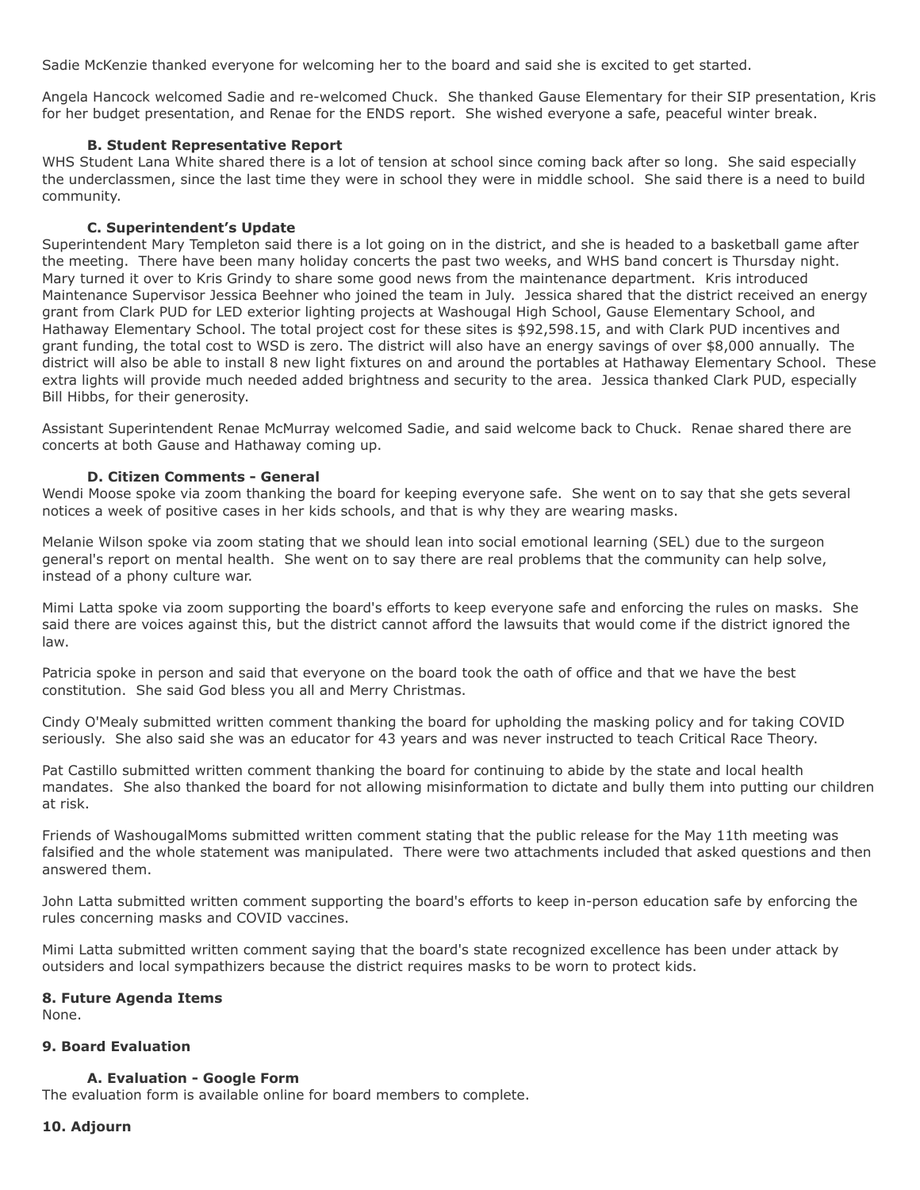Sadie McKenzie thanked everyone for welcoming her to the board and said she is excited to get started.

Angela Hancock welcomed Sadie and re-welcomed Chuck. She thanked Gause Elementary for their SIP presentation, Kris for her budget presentation, and Renae for the ENDS report. She wished everyone a safe, peaceful winter break.

### B. Student Representative Report

WHS Student Lana White shared there is a lot of tension at school since coming back after so long. She said especially the underclassmen, since the last time they were in school they were in middle school. She said there is a need to build community.

### C. Superintendent's Update

Superintendent Mary Templeton said there is a lot going on in the district, and she is headed to a basketball game after the meeting. There have been many holiday concerts the past two weeks, and WHS band concert is Thursday night. Mary turned it over to Kris Grindy to share some good news from the maintenance department. Kris introduced Maintenance Supervisor Jessica Beehner who joined the team in July. Jessica shared that the district received an energy grant from Clark PUD for LED exterior lighting projects at Washougal High School, Gause Elementary School, and Hathaway Elementary School. The total project cost for these sites is $92,598.15, and with Clark PUD incentives and grant funding, the total cost to WSD is zero. The district will also have an energy savings of over $8,000 annually. The district will also be able to install 8 new light fixtures on and around the portables at Hathaway Elementary School. These extra lights will provide much needed added brightness and security to the area. Jessica thanked Clark PUD, especially Bill Hibbs, for their generosity.

Assistant Superintendent Renae McMurray welcomed Sadie, and said welcome back to Chuck. Renae shared there are concerts at both Gause and Hathaway coming up.

### D. Citizen Comments - General

Wendi Moose spoke via zoom thanking the board for keeping everyone safe. She went on to say that she gets several notices a week of positive cases in her kids schools, and that is why they are wearing masks.

Melanie Wilson spoke via zoom stating that we should lean into social emotional learning (SEL) due to the surgeon general's report on mental health. She went on to say there are real problems that the community can help solve, instead of a phony culture war.

Mimi Latta spoke via zoom supporting the board's efforts to keep everyone safe and enforcing the rules on masks. She said there are voices against this, but the district cannot afford the lawsuits that would come if the district ignored the law.

Patricia spoke in person and said that everyone on the board took the oath of office and that we have the best constitution. She said God bless you all and Merry Christmas.

Cindy O'Mealy submitted written comment thanking the board for upholding the masking policy and for taking COVID seriously. She also said she was an educator for 43 years and was never instructed to teach Critical Race Theory.

Pat Castillo submitted written comment thanking the board for continuing to abide by the state and local health mandates. She also thanked the board for not allowing misinformation to dictate and bully them into putting our children at risk.

Friends of WashougalMoms submitted written comment stating that the public release for the May 11th meeting was falsified and the whole statement was manipulated. There were two attachments included that asked questions and then answered them.

John Latta submitted written comment supporting the board's efforts to keep in-person education safe by enforcing the rules concerning masks and COVID vaccines.

Mimi Latta submitted written comment saying that the board's state recognized excellence has been under attack by outsiders and local sympathizers because the district requires masks to be worn to protect kids.

## 8. Future Agenda Items

None.

## 9. Board Evaluation

### A. Evaluation - Google Form

The evaluation form is available online for board members to complete.

## 10. Adjourn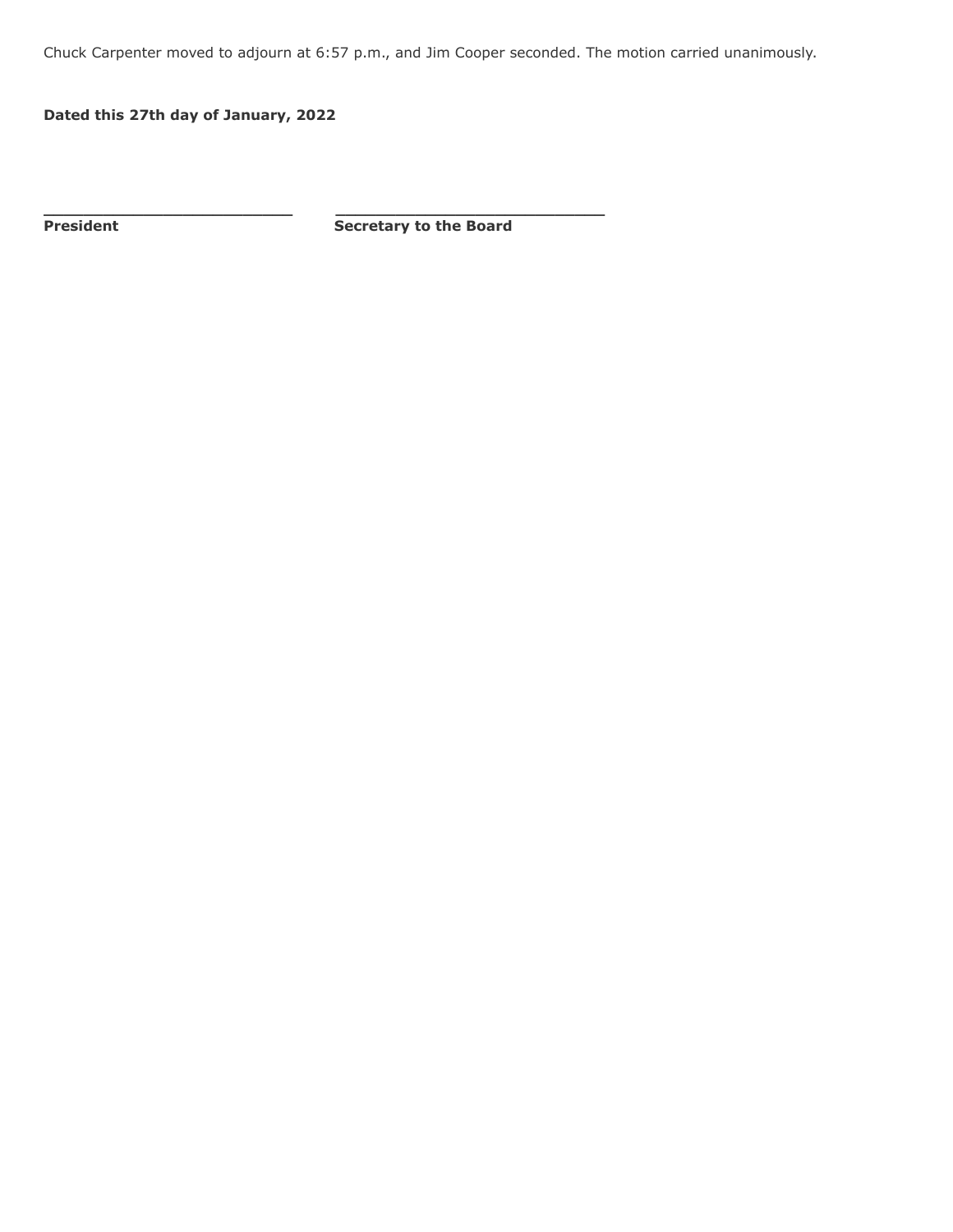Chuck Carpenter moved to adjourn at 6:57 p.m., and Jim Cooper seconded. The motion carried unanimously.

**Dated this 27th day of January, 2022**

| | |
|---|---|
| ___________________________ | ___________________________ |
| **President** | **Secretary to the Board** |